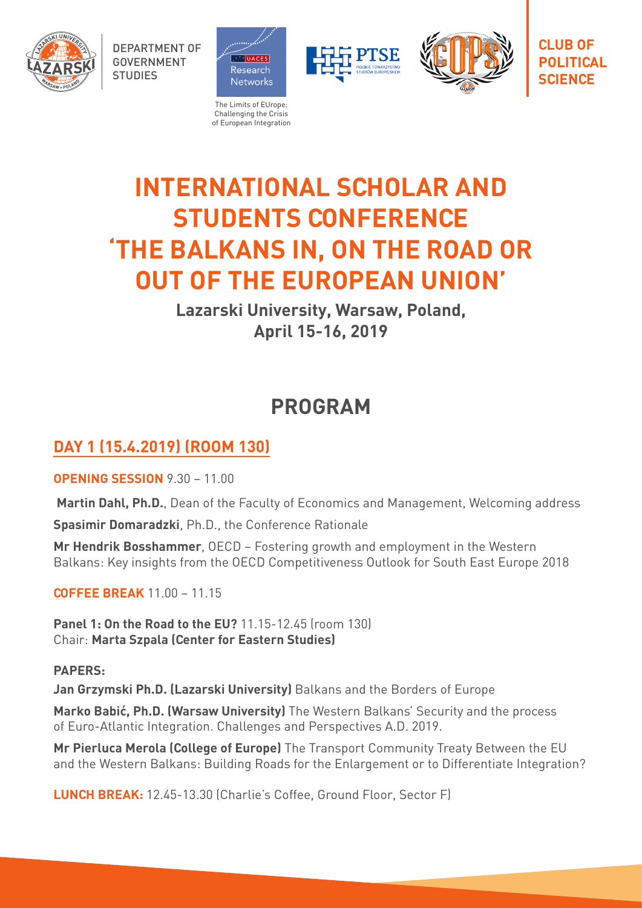DEPARTMENT OF GOVERNMENT STUDIES

The Limits of EUrope: Challenging the Crisis of European Integration

CLUB OF POLITICAL SCIENCE

# INTERNATIONAL SCHOLAR AND STUDENTS CONFERENCE 'THE BALKANS IN, ON THE ROAD OR OUT OF THE EUROPEAN UNION'

**Lazarski University, Warsaw, Poland, April 15-16, 2019**

## PROGRAM

### DAY 1 (15.4.2019) (ROOM 130)

**OPENING SESSION** 9.30 – 11.00

**Martin Dahl, Ph.D.**, Dean of the Faculty of Economics and Management, Welcoming address

**Spasimir Domaradzki**, Ph.D., the Conference Rationale

**Mr Hendrik Bosshammer**, OECD – Fostering growth and employment in the Western Balkans: Key insights from the OECD Competitiveness Outlook for South East Europe 2018

**COFFEE BREAK** 11.00 – 11.15

**Panel 1: On the Road to the EU?** 11.15-12.45 (room 130)
Chair: **Marta Szpala (Center for Eastern Studies)**

**PAPERS:**

**Jan Grzymski Ph.D. (Lazarski University)** Balkans and the Borders of Europe

**Marko Babić, Ph.D. (Warsaw University)** The Western Balkans' Security and the process of Euro-Atlantic Integration. Challenges and Perspectives A.D. 2019.

**Mr Pierluca Merola (College of Europe)** The Transport Community Treaty Between the EU and the Western Balkans: Building Roads for the Enlargement or to Differentiate Integration?

**LUNCH BREAK:** 12.45-13.30 (Charlie's Coffee, Ground Floor, Sector F)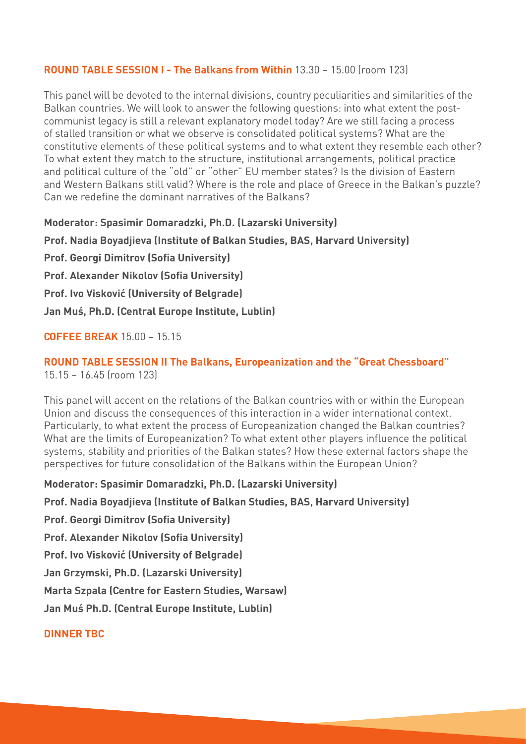**ROUND TABLE SESSION I - The Balkans from Within** 13.30 – 15.00 (room 123)

This panel will be devoted to the internal divisions, country peculiarities and similarities of the Balkan countries. We will look to answer the following questions: into what extent the post-communist legacy is still a relevant explanatory model today? Are we still facing a process of stalled transition or what we observe is consolidated political systems? What are the constitutive elements of these political systems and to what extent they resemble each other? To what extent they match to the structure, institutional arrangements, political practice and political culture of the "old" or "other" EU member states? Is the division of Eastern and Western Balkans still valid? Where is the role and place of Greece in the Balkan's puzzle? Can we redefine the dominant narratives of the Balkans?

**Moderator: Spasimir Domaradzki, Ph.D. (Lazarski University)**

**Prof. Nadia Boyadjieva (Institute of Balkan Studies, BAS, Harvard University)**

**Prof. Georgi Dimitrov (Sofia University)**

**Prof. Alexander Nikolov (Sofia University)**

**Prof. Ivo Visković (University of Belgrade)**

**Jan Muś, Ph.D. (Central Europe Institute, Lublin)**

**COFFEE BREAK** 15.00 – 15.15

**ROUND TABLE SESSION II The Balkans, Europeanization and the "Great Chessboard"** 15.15 – 16.45 (room 123)

This panel will accent on the relations of the Balkan countries with or within the European Union and discuss the consequences of this interaction in a wider international context. Particularly, to what extent the process of Europeanization changed the Balkan countries? What are the limits of Europeanization? To what extent other players influence the political systems, stability and priorities of the Balkan states? How these external factors shape the perspectives for future consolidation of the Balkans within the European Union?

**Moderator: Spasimir Domaradzki, Ph.D. (Lazarski University)**

**Prof. Nadia Boyadjieva (Institute of Balkan Studies, BAS, Harvard University)**

**Prof. Georgi Dimitrov (Sofia University)**

**Prof. Alexander Nikolov (Sofia University)**

**Prof. Ivo Visković (University of Belgrade)**

**Jan Grzymski, Ph.D. (Lazarski University)**

**Marta Szpala (Centre for Eastern Studies, Warsaw)**

**Jan Muś Ph.D. (Central Europe Institute, Lublin)**

**DINNER TBC**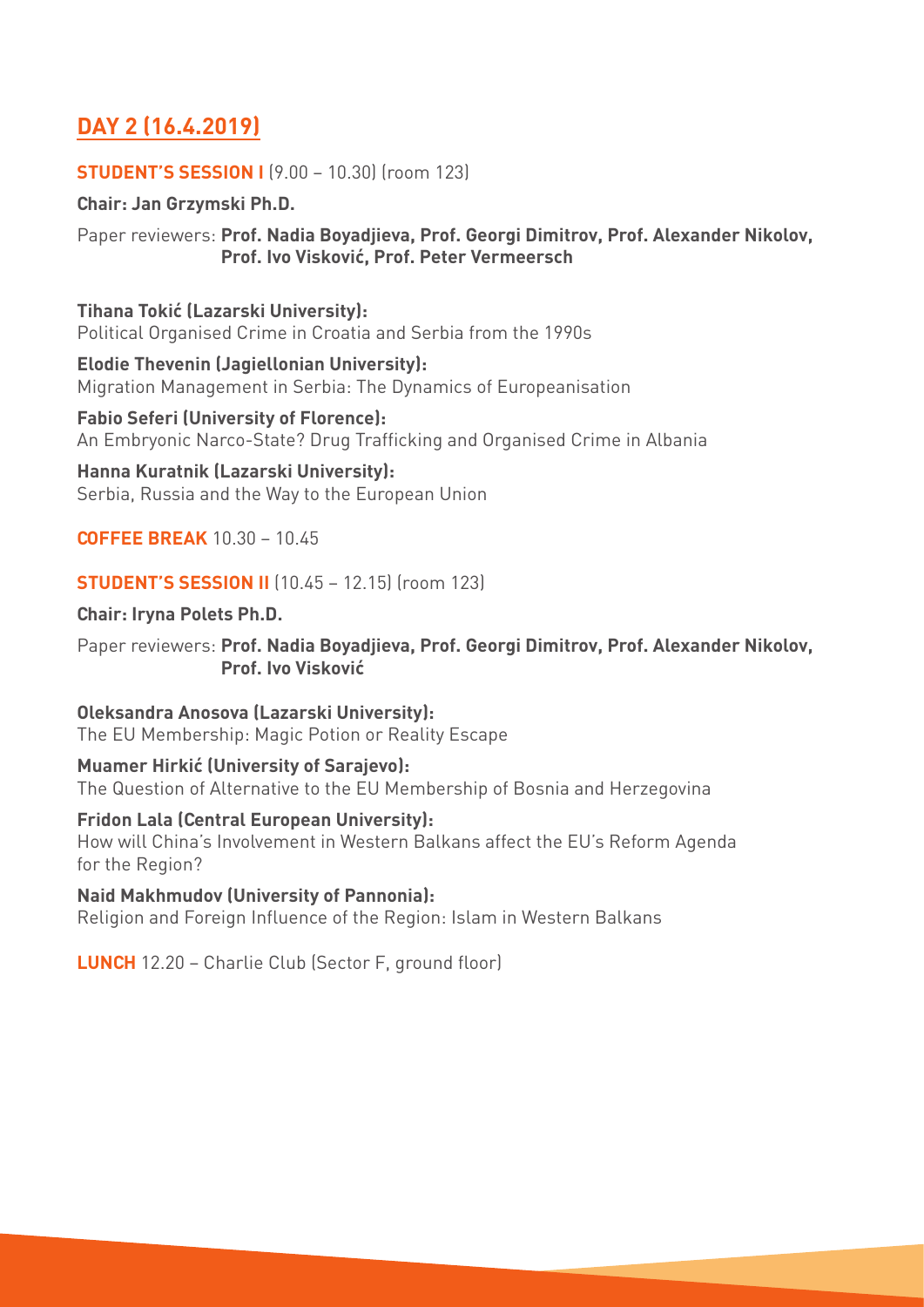## DAY 2 (16.4.2019)

**STUDENT'S SESSION I** (9.00 – 10.30) (room 123)

**Chair: Jan Grzymski Ph.D.**

Paper reviewers: **Prof. Nadia Boyadjieva, Prof. Georgi Dimitrov, Prof. Alexander Nikolov, Prof. Ivo Visković, Prof. Peter Vermeersch**

**Tihana Tokić (Lazarski University):**
Political Organised Crime in Croatia and Serbia from the 1990s

**Elodie Thevenin (Jagiellonian University):**
Migration Management in Serbia: The Dynamics of Europeanisation

**Fabio Seferi (University of Florence):**
An Embryonic Narco-State? Drug Trafficking and Organised Crime in Albania

**Hanna Kuratnik (Lazarski University):**
Serbia, Russia and the Way to the European Union

**COFFEE BREAK** 10.30 – 10.45

**STUDENT'S SESSION II** (10.45 – 12.15) (room 123)

**Chair: Iryna Polets Ph.D.**

Paper reviewers: **Prof. Nadia Boyadjieva, Prof. Georgi Dimitrov, Prof. Alexander Nikolov, Prof. Ivo Visković**

**Oleksandra Anosova (Lazarski University):**
The EU Membership: Magic Potion or Reality Escape

**Muamer Hirkić (University of Sarajevo):**
The Question of Alternative to the EU Membership of Bosnia and Herzegovina

**Fridon Lala (Central European University):**
How will China's Involvement in Western Balkans affect the EU's Reform Agenda for the Region?

**Naid Makhmudov (University of Pannonia):**
Religion and Foreign Influence of the Region: Islam in Western Balkans

**LUNCH** 12.20 – Charlie Club (Sector F, ground floor)